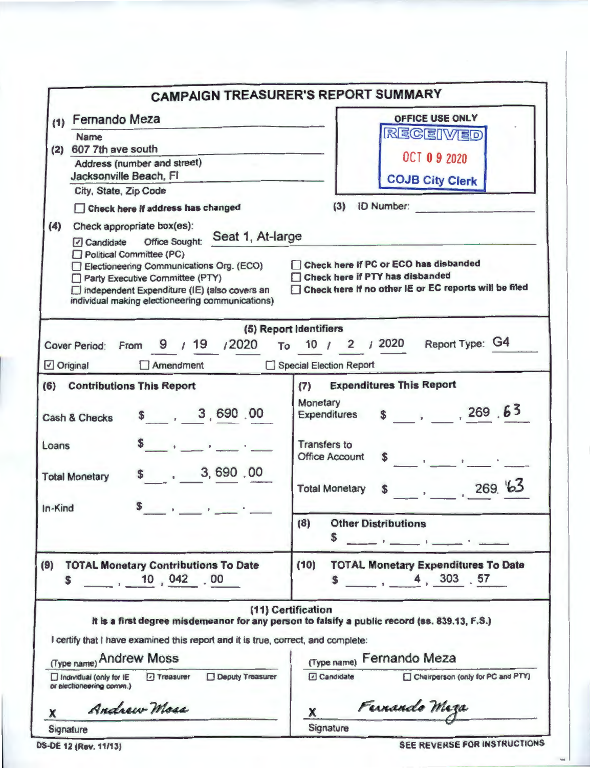# CAMPAIGN TREASURER'S REPORT SUMMARY

**(1)** Fernando Meza
Name

**(2)** 607 7th ave south
Address (number and street)

Jacksonville Beach, Fl
City, State, Zip Code

☐ **Check here if address has changed**

**OFFICE USE ONLY**
RECEIVED
OCT 0 9 2020
COJB City Clerk

**(3)** ID Number: \_\_\_\_\_\_\_\_\_\_

**(4)** Check appropriate box(es):

- ☑ Candidate    Office Sought: Seat 1, At-large
- ☐ Political Committee (PC)
- ☐ Electioneering Communications Org. (ECO)
- ☐ Party Executive Committee (PTY)
- ☐ Independent Expenditure (IE) (also covers an individual making electioneering communications)

- ☐ **Check here if PC or ECO has disbanded**
- ☐ **Check here if PTY has disbanded**
- ☐ **Check here if no other IE or EC reports will be filed**

## (5) Report Identifiers

Cover Period: From 9 / 19 /2020 To 10 / 2 / 2020    Report Type: G4

☑ Original    ☐ Amendment    ☐ Special Election Report

| (6) Contributions This Report | | (7) Expenditures This Report | |
|---|---|---|---|
| Cash & Checks | $ 3,690.00 | Monetary Expenditures | $ 269.63 |
| Loans | $ | Transfers to Office Account | $ |
| Total Monetary | $ 3,690.00 | Total Monetary | $ 269.63 |
| In-Kind | $ | **(8) Other Distributions** | $ |

| (9) TOTAL Monetary Contributions To Date | (10) TOTAL Monetary Expenditures To Date |
|---|---|
| $ 10,042.00 | $ 4,303.57 |

## (11) Certification

**It is a first degree misdemeanor for any person to falsify a public record (ss. 839.13, F.S.)**

I certify that I have examined this report and it is true, correct, and complete:

| | |
|---|---|
| (Type name) Andrew Moss | (Type name) Fernando Meza |
| ☐ Individual (only for IE or electioneering comm.)  ☑ Treasurer  ☐ Deputy Treasurer | ☑ Candidate  ☐ Chairperson (only for PC and PTY) |
| X *Andrew Moss* | X *Fernando Meza* |
| Signature | Signature |

DS-DE 12 (Rev. 11/13)    **SEE REVERSE FOR INSTRUCTIONS**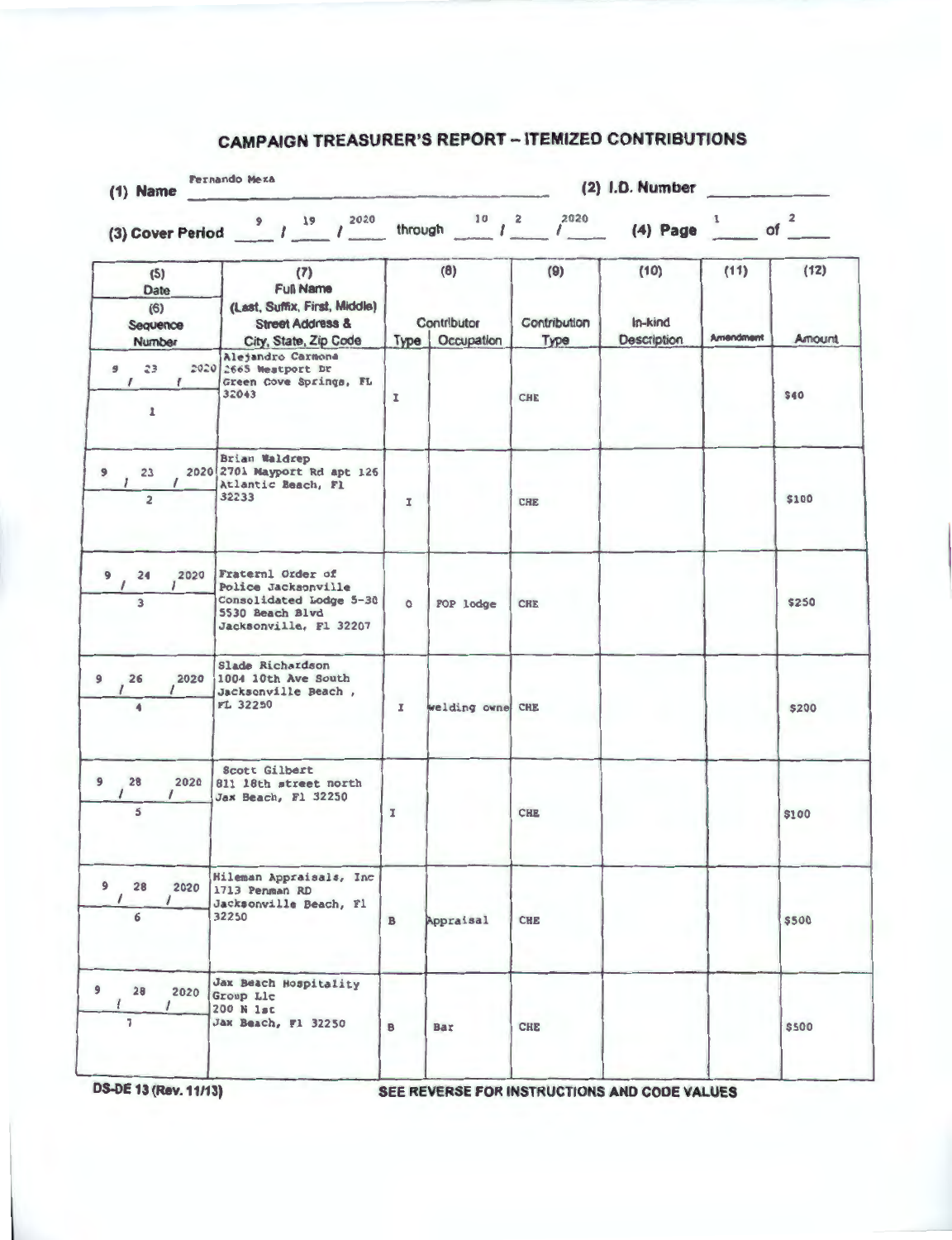# CAMPAIGN TREASURER'S REPORT – ITEMIZED CONTRIBUTIONS

(1) Name Fernando Meza (2) I.D. Number

(3) Cover Period 9 / 19 / 2020 through 10 / 2 / 2020 (4) Page 1 of 2

| (5) Date (6) Sequence Number | (7) Full Name (Last, Suffix, First, Middle) Street Address & City, State, Zip Code | (8) Contributor Type | Occupation | (9) Contribution Type | (10) In-kind Description | (11) Amendment | (12) Amount |
|---|---|---|---|---|---|---|---|
| 9 / 23 / 2020 1 | Alejandro Carmona 2665 Westport Dr Green Cove Springs, FL 32043 | I | | CHE | | | $40 |
| 9 / 23 / 2020 2 | Brian Waldrep 2701 Mayport Rd apt 126 Atlantic Beach, Fl 32233 | I | | CHE | | | $100 |
| 9 / 24 / 2020 3 | Fraternl Order of Police Jacksonville Consolidated Lodge 5-30 5530 Beach Blvd Jacksonville, Fl 32207 | O | FOP lodge | CHE | | | $250 |
| 9 / 26 / 2020 4 | Slade Richardson 1004 10th Ave South Jacksonville Beach , FL 32250 | I | welding owne | CHE | | | $200 |
| 9 / 28 / 2020 5 | Scott Gilbert 811 18th street north Jax Beach, Fl 32250 | I | | CHE | | | $100 |
| 9 / 28 / 2020 6 | Hileman Appraisals, Inc 1713 Penman RD Jacksonville Beach, Fl 32250 | B | Appraisal | CHE | | | $500 |
| 9 / 28 / 2020 7 | Jax Beach Hospitality Group Llc 200 N 1st Jax Beach, Fl 32250 | B | Bar | CHE | | | $500 |

DS-DE 13 (Rev. 11/13) SEE REVERSE FOR INSTRUCTIONS AND CODE VALUES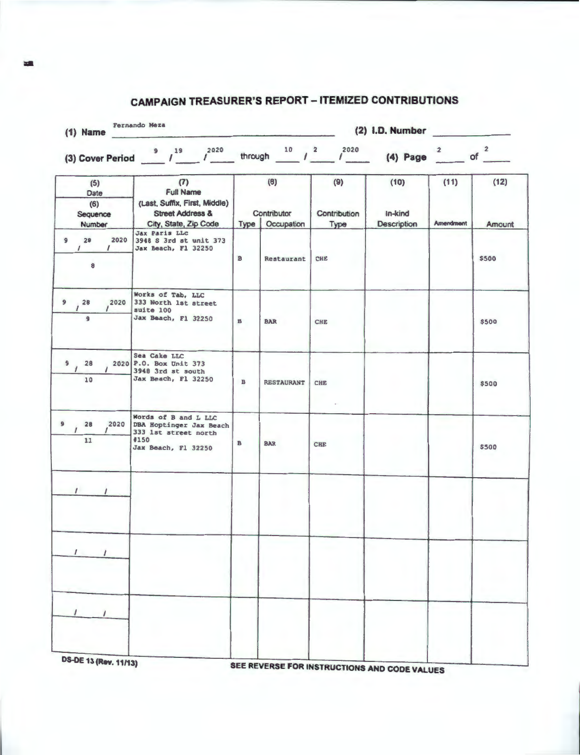# CAMPAIGN TREASURER'S REPORT – ITEMIZED CONTRIBUTIONS

**(1) Name** Fernando Meza **(2) I.D. Number** ______

**(3) Cover Period** 9 / 19 / 2020 through 10 / 2 / 2020 **(4) Page** 2 of 2

| (5) Date / (6) Sequence Number | (7) Full Name (Last, Suffix, First, Middle) Street Address & City, State, Zip Code | (8) Contributor Type | (8) Contributor Occupation | (9) Contribution Type | (10) In-kind Description | (11) Amendment | (12) Amount |
|---|---|---|---|---|---|---|---|
| 9 / 28 / 2020<br>8 | Jax Paris LLc<br>3948 S 3rd st unit 373<br>Jax Beach, Fl 32250 | B | Restaurant | CHE | | | $500 |
| 9 / 28 / 2020<br>9 | Works of Tab, LLC<br>333 North 1st street<br>suite 100<br>Jax Beach, Fl 32250 | B | BAR | CHE | | | $500 |
| 9 / 28 / 2020<br>10 | Sea Cake LLC<br>P.O. Box Unit 373<br>3948 3rd st south<br>Jax Beach, Fl 32250 | B | RESTAURANT | CHE | | | $500 |
| 9 / 28 / 2020<br>11 | Words of B and L LLC<br>DBA Hoptinger Jax Beach<br>333 1st street north<br>#150<br>Jax Beach, Fl 32250 | B | BAR | CHE | | | $500 |
| / / | | | | | | | |
| / / | | | | | | | |
| / / | | | | | | | |

DS-DE 13 (Rev. 11/13)

SEE REVERSE FOR INSTRUCTIONS AND CODE VALUES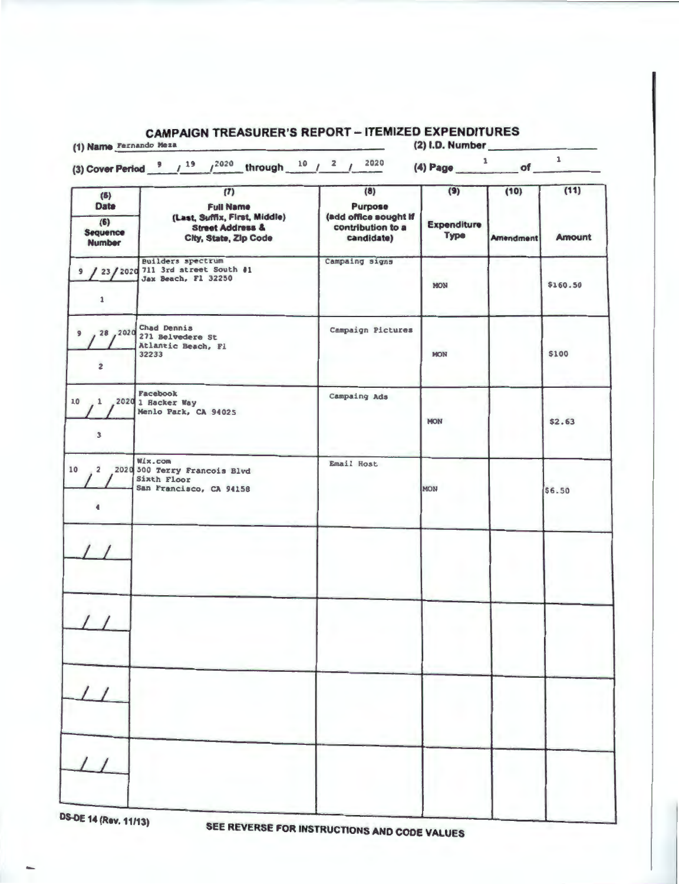# CAMPAIGN TREASURER'S REPORT – ITEMIZED EXPENDITURES

**(1) Name** Fernando Meza **(2) I.D. Number** ____________

**(3) Cover Period** 9 / 19 / 2020 through 10 / 2 / 2020 **(4) Page** 1 of 1

| (5) Date / (6) Sequence Number | (7) Full Name (Last, Suffix, First, Middle) Street Address & City, State, Zip Code | (8) Purpose (add office sought if contribution to a candidate) | (9) Expenditure Type | (10) Amendment | (11) Amount |
|---|---|---|---|---|---|
| 9 / 23 / 2020<br>1 | Builders spectrum<br>711 3rd street South #1<br>Jax Beach, Fl 32250 | Campaing signs | MON | | $160.50 |
| 9 / 28 / 2020<br>2 | Chad Dennis<br>271 Belvedere St<br>Atlantic Beach, Fl<br>32233 | Campaign Pictures | MON | | $100 |
| 10 / 1 / 2020<br>3 | Facebook<br>1 Hacker Way<br>Menlo Park, CA 94025 | Campaing Ads | MON | | $2.63 |
| 10 / 2 / 2020<br>4 | Wix.com<br>500 Terry Francois Blvd<br>Sixth Floor<br>San Francisco, CA 94158 | Email Host | MON | | $6.50 |
| / / | | | | | |
| / / | | | | | |
| / / | | | | | |
| / / | | | | | |

DS-DE 14 (Rev. 11/13)

SEE REVERSE FOR INSTRUCTIONS AND CODE VALUES